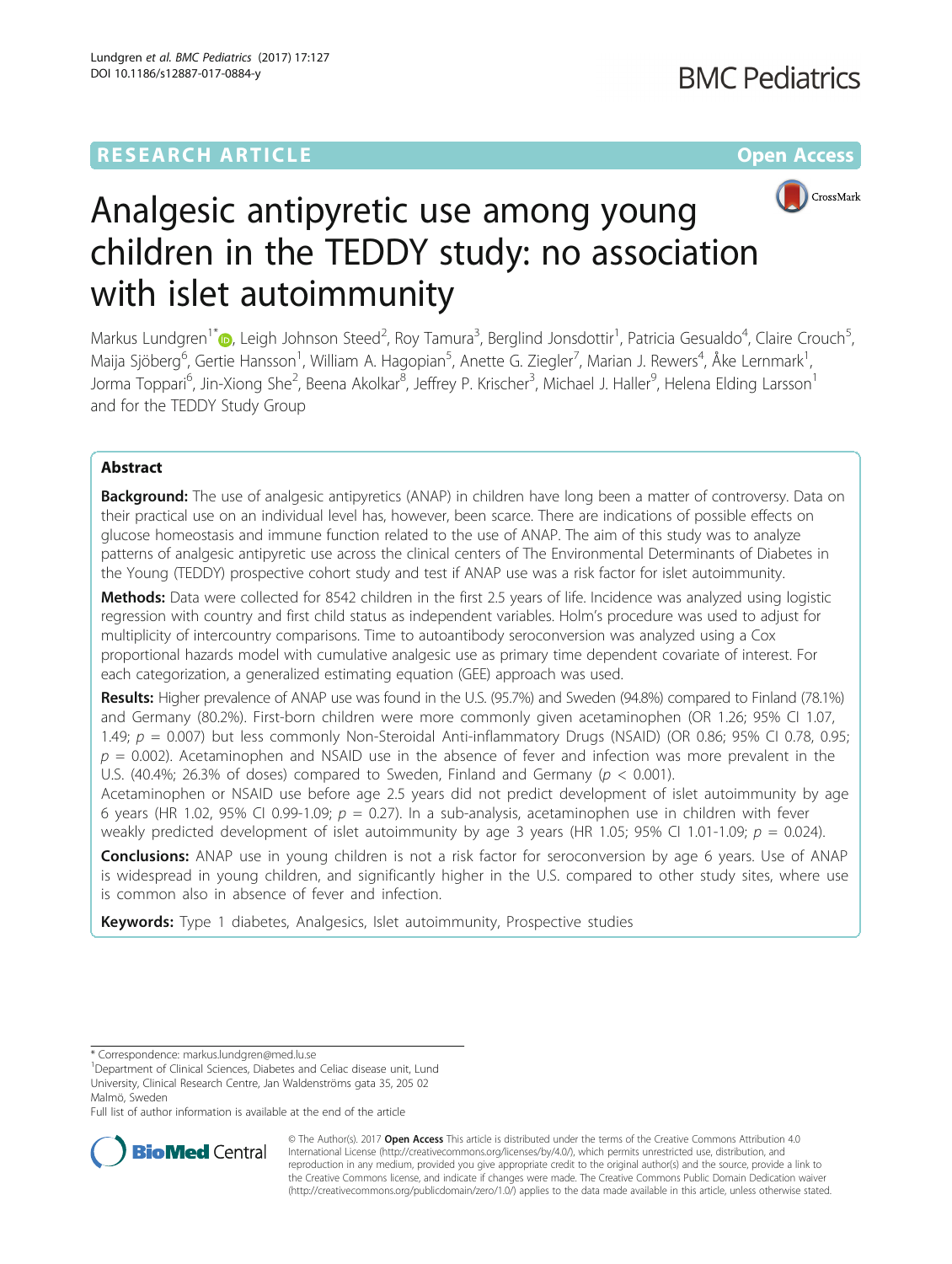RESEARCH ARTICLE

Open Access

# Analgesic antipyretic use among young children in the TEDDY study: no association with islet autoimmunity

Markus Lundgren[1*], Leigh Johnson Steed[2], Roy Tamura[3], Berglind Jonsdottir[1], Patricia Gesualdo[4], Claire Crouch[5], Maija Sjöberg[6], Gertie Hansson[1], William A. Hagopian[5], Anette G. Ziegler[7], Marian J. Rewers[4], Åke Lernmark[1], Jorma Toppari[6], Jin-Xiong She[2], Beena Akolkar[8], Jeffrey P. Krischer[3], Michael J. Haller[9], Helena Elding Larsson[1] and for the TEDDY Study Group

## Abstract

**Background:** The use of analgesic antipyretics (ANAP) in children have long been a matter of controversy. Data on their practical use on an individual level has, however, been scarce. There are indications of possible effects on glucose homeostasis and immune function related to the use of ANAP. The aim of this study was to analyze patterns of analgesic antipyretic use across the clinical centers of The Environmental Determinants of Diabetes in the Young (TEDDY) prospective cohort study and test if ANAP use was a risk factor for islet autoimmunity.

**Methods:** Data were collected for 8542 children in the first 2.5 years of life. Incidence was analyzed using logistic regression with country and first child status as independent variables. Holm's procedure was used to adjust for multiplicity of intercountry comparisons. Time to autoantibody seroconversion was analyzed using a Cox proportional hazards model with cumulative analgesic use as primary time dependent covariate of interest. For each categorization, a generalized estimating equation (GEE) approach was used.

**Results:** Higher prevalence of ANAP use was found in the U.S. (95.7%) and Sweden (94.8%) compared to Finland (78.1%) and Germany (80.2%). First-born children were more commonly given acetaminophen (OR 1.26; 95% CI 1.07, 1.49; $p$ = 0.007) but less commonly Non-Steroidal Anti-inflammatory Drugs (NSAID) (OR 0.86; 95% CI 0.78, 0.95; $p$ = 0.002). Acetaminophen and NSAID use in the absence of fever and infection was more prevalent in the U.S. (40.4%; 26.3% of doses) compared to Sweden, Finland and Germany ($p$ < 0.001).

Acetaminophen or NSAID use before age 2.5 years did not predict development of islet autoimmunity by age 6 years (HR 1.02, 95% CI 0.99-1.09; $p$ = 0.27). In a sub-analysis, acetaminophen use in children with fever weakly predicted development of islet autoimmunity by age 3 years (HR 1.05; 95% CI 1.01-1.09; $p$ = 0.024).

**Conclusions:** ANAP use in young children is not a risk factor for seroconversion by age 6 years. Use of ANAP is widespread in young children, and significantly higher in the U.S. compared to other study sites, where use is common also in absence of fever and infection.

**Keywords:** Type 1 diabetes, Analgesics, Islet autoimmunity, Prospective studies

* Correspondence: markus.lundgren@med.lu.se
[1]Department of Clinical Sciences, Diabetes and Celiac disease unit, Lund University, Clinical Research Centre, Jan Waldenströms gata 35, 205 02 Malmö, Sweden
Full list of author information is available at the end of the article

© The Author(s). 2017 **Open Access** This article is distributed under the terms of the Creative Commons Attribution 4.0 International License (http://creativecommons.org/licenses/by/4.0/), which permits unrestricted use, distribution, and reproduction in any medium, provided you give appropriate credit to the original author(s) and the source, provide a link to the Creative Commons license, and indicate if changes were made. The Creative Commons Public Domain Dedication waiver (http://creativecommons.org/publicdomain/zero/1.0/) applies to the data made available in this article, unless otherwise stated.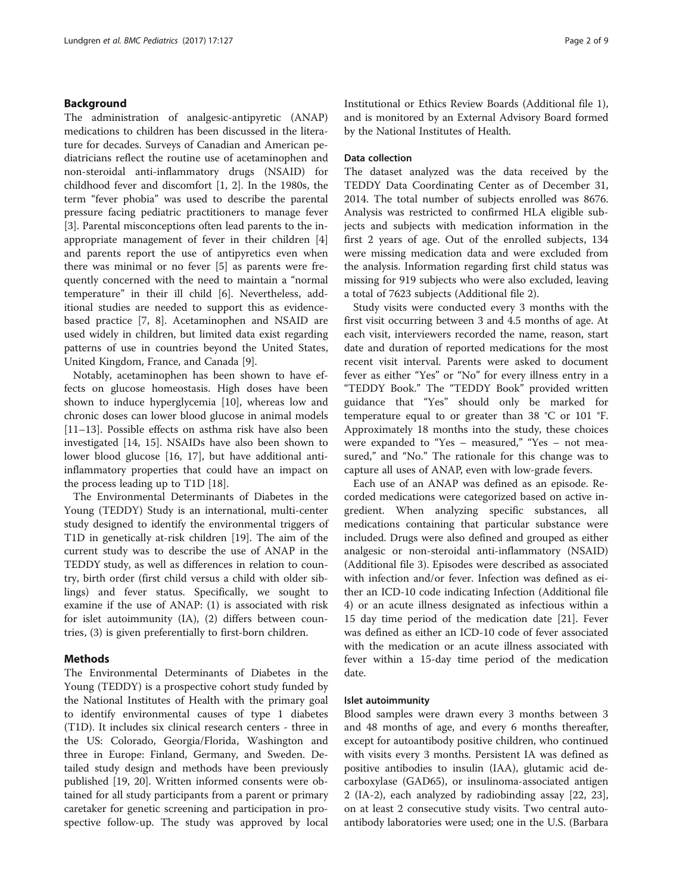## Background

The administration of analgesic-antipyretic (ANAP) medications to children has been discussed in the literature for decades. Surveys of Canadian and American pediatricians reflect the routine use of acetaminophen and non-steroidal anti-inflammatory drugs (NSAID) for childhood fever and discomfort [1, 2]. In the 1980s, the term "fever phobia" was used to describe the parental pressure facing pediatric practitioners to manage fever [3]. Parental misconceptions often lead parents to the inappropriate management of fever in their children [4] and parents report the use of antipyretics even when there was minimal or no fever [5] as parents were frequently concerned with the need to maintain a "normal temperature" in their ill child [6]. Nevertheless, additional studies are needed to support this as evidence-based practice [7, 8]. Acetaminophen and NSAID are used widely in children, but limited data exist regarding patterns of use in countries beyond the United States, United Kingdom, France, and Canada [9].

Notably, acetaminophen has been shown to have effects on glucose homeostasis. High doses have been shown to induce hyperglycemia [10], whereas low and chronic doses can lower blood glucose in animal models [11–13]. Possible effects on asthma risk have also been investigated [14, 15]. NSAIDs have also been shown to lower blood glucose [16, 17], but have additional anti-inflammatory properties that could have an impact on the process leading up to T1D [18].

The Environmental Determinants of Diabetes in the Young (TEDDY) Study is an international, multi-center study designed to identify the environmental triggers of T1D in genetically at-risk children [19]. The aim of the current study was to describe the use of ANAP in the TEDDY study, as well as differences in relation to country, birth order (first child versus a child with older siblings) and fever status. Specifically, we sought to examine if the use of ANAP: (1) is associated with risk for islet autoimmunity (IA), (2) differs between countries, (3) is given preferentially to first-born children.

## Methods

The Environmental Determinants of Diabetes in the Young (TEDDY) is a prospective cohort study funded by the National Institutes of Health with the primary goal to identify environmental causes of type 1 diabetes (T1D). It includes six clinical research centers - three in the US: Colorado, Georgia/Florida, Washington and three in Europe: Finland, Germany, and Sweden. Detailed study design and methods have been previously published [19, 20]. Written informed consents were obtained for all study participants from a parent or primary caretaker for genetic screening and participation in prospective follow-up. The study was approved by local Institutional or Ethics Review Boards (Additional file 1), and is monitored by an External Advisory Board formed by the National Institutes of Health.

### Data collection

The dataset analyzed was the data received by the TEDDY Data Coordinating Center as of December 31, 2014. The total number of subjects enrolled was 8676. Analysis was restricted to confirmed HLA eligible subjects and subjects with medication information in the first 2 years of age. Out of the enrolled subjects, 134 were missing medication data and were excluded from the analysis. Information regarding first child status was missing for 919 subjects who were also excluded, leaving a total of 7623 subjects (Additional file 2).

Study visits were conducted every 3 months with the first visit occurring between 3 and 4.5 months of age. At each visit, interviewers recorded the name, reason, start date and duration of reported medications for the most recent visit interval. Parents were asked to document fever as either "Yes" or "No" for every illness entry in a "TEDDY Book." The "TEDDY Book" provided written guidance that "Yes" should only be marked for temperature equal to or greater than 38 °C or 101 °F. Approximately 18 months into the study, these choices were expanded to "Yes – measured," "Yes – not measured," and "No." The rationale for this change was to capture all uses of ANAP, even with low-grade fevers.

Each use of an ANAP was defined as an episode. Recorded medications were categorized based on active ingredient. When analyzing specific substances, all medications containing that particular substance were included. Drugs were also defined and grouped as either analgesic or non-steroidal anti-inflammatory (NSAID) (Additional file 3). Episodes were described as associated with infection and/or fever. Infection was defined as either an ICD-10 code indicating Infection (Additional file 4) or an acute illness designated as infectious within a 15 day time period of the medication date [21]. Fever was defined as either an ICD-10 code of fever associated with the medication or an acute illness associated with fever within a 15-day time period of the medication date.

### Islet autoimmunity

Blood samples were drawn every 3 months between 3 and 48 months of age, and every 6 months thereafter, except for autoantibody positive children, who continued with visits every 3 months. Persistent IA was defined as positive antibodies to insulin (IAA), glutamic acid decarboxylase (GAD65), or insulinoma-associated antigen 2 (IA-2), each analyzed by radiobinding assay [22, 23], on at least 2 consecutive study visits. Two central autoantibody laboratories were used; one in the U.S. (Barbara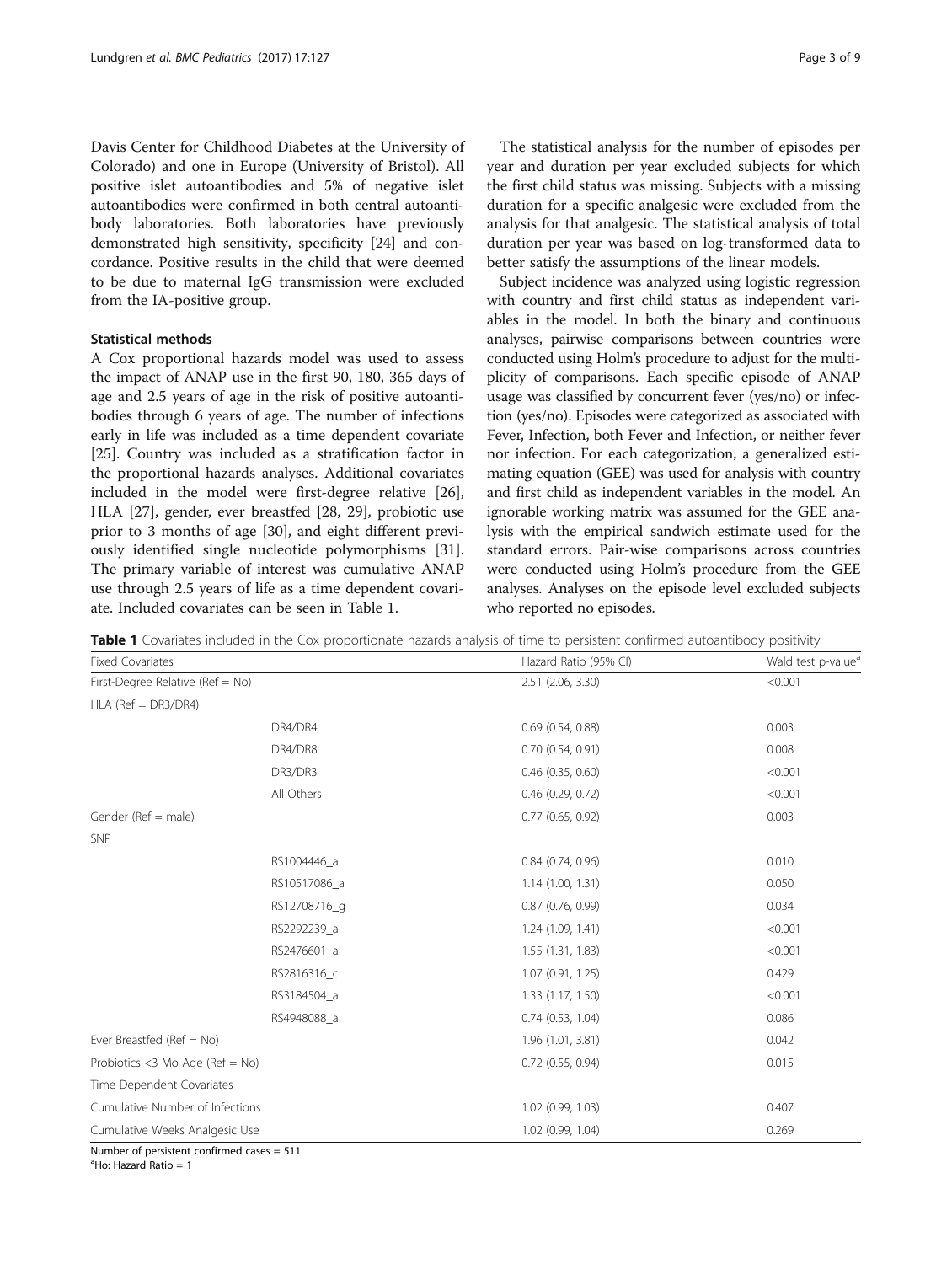Davis Center for Childhood Diabetes at the University of Colorado) and one in Europe (University of Bristol). All positive islet autoantibodies and 5% of negative islet autoantibodies were confirmed in both central autoantibody laboratories. Both laboratories have previously demonstrated high sensitivity, specificity [24] and concordance. Positive results in the child that were deemed to be due to maternal IgG transmission were excluded from the IA-positive group.

### Statistical methods

A Cox proportional hazards model was used to assess the impact of ANAP use in the first 90, 180, 365 days of age and 2.5 years of age in the risk of positive autoantibodies through 6 years of age. The number of infections early in life was included as a time dependent covariate [25]. Country was included as a stratification factor in the proportional hazards analyses. Additional covariates included in the model were first-degree relative [26], HLA [27], gender, ever breastfed [28, 29], probiotic use prior to 3 months of age [30], and eight different previously identified single nucleotide polymorphisms [31]. The primary variable of interest was cumulative ANAP use through 2.5 years of life as a time dependent covariate. Included covariates can be seen in Table 1.

The statistical analysis for the number of episodes per year and duration per year excluded subjects for which the first child status was missing. Subjects with a missing duration for a specific analgesic were excluded from the analysis for that analgesic. The statistical analysis of total duration per year was based on log-transformed data to better satisfy the assumptions of the linear models.

Subject incidence was analyzed using logistic regression with country and first child status as independent variables in the model. In both the binary and continuous analyses, pairwise comparisons between countries were conducted using Holm's procedure to adjust for the multiplicity of comparisons. Each specific episode of ANAP usage was classified by concurrent fever (yes/no) or infection (yes/no). Episodes were categorized as associated with Fever, Infection, both Fever and Infection, or neither fever nor infection. For each categorization, a generalized estimating equation (GEE) was used for analysis with country and first child as independent variables in the model. An ignorable working matrix was assumed for the GEE analysis with the empirical sandwich estimate used for the standard errors. Pair-wise comparisons across countries were conducted using Holm's procedure from the GEE analyses. Analyses on the episode level excluded subjects who reported no episodes.

**Table 1** Covariates included in the Cox proportionate hazards analysis of time to persistent confirmed autoantibody positivity

| Fixed Covariates | | Hazard Ratio (95% CI) | Wald test p-value[a] |
|---|---|---|---|
| First-Degree Relative (Ref = No) | | 2.51 (2.06, 3.30) | <0.001 |
| HLA (Ref = DR3/DR4) | | | |
| | DR4/DR4 | 0.69 (0.54, 0.88) | 0.003 |
| | DR4/DR8 | 0.70 (0.54, 0.91) | 0.008 |
| | DR3/DR3 | 0.46 (0.35, 0.60) | <0.001 |
| | All Others | 0.46 (0.29, 0.72) | <0.001 |
| Gender (Ref = male) | | 0.77 (0.65, 0.92) | 0.003 |
| SNP | | | |
| | RS1004446_a | 0.84 (0.74, 0.96) | 0.010 |
| | RS10517086_a | 1.14 (1.00, 1.31) | 0.050 |
| | RS12708716_g | 0.87 (0.76, 0.99) | 0.034 |
| | RS2292239_a | 1.24 (1.09, 1.41) | <0.001 |
| | RS2476601_a | 1.55 (1.31, 1.83) | <0.001 |
| | RS2816316_c | 1.07 (0.91, 1.25) | 0.429 |
| | RS3184504_a | 1.33 (1.17, 1.50) | <0.001 |
| | RS4948088_a | 0.74 (0.53, 1.04) | 0.086 |
| Ever Breastfed (Ref = No) | | 1.96 (1.01, 3.81) | 0.042 |
| Probiotics <3 Mo Age (Ref = No) | | 0.72 (0.55, 0.94) | 0.015 |
| Time Dependent Covariates | | | |
| Cumulative Number of Infections | | 1.02 (0.99, 1.03) | 0.407 |
| Cumulative Weeks Analgesic Use | | 1.02 (0.99, 1.04) | 0.269 |

Number of persistent confirmed cases = 511

[a]Ho: Hazard Ratio = 1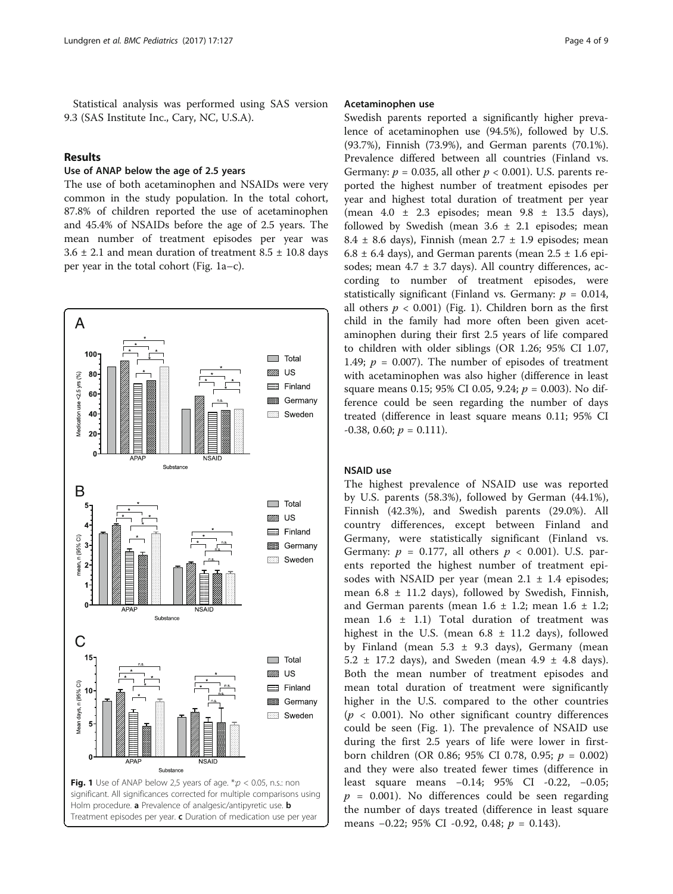Statistical analysis was performed using SAS version 9.3 (SAS Institute Inc., Cary, NC, U.S.A).

## Results

### Use of ANAP below the age of 2.5 years

The use of both acetaminophen and NSAIDs were very common in the study population. In the total cohort, 87.8% of children reported the use of acetaminophen and 45.4% of NSAIDs before the age of 2.5 years. The mean number of treatment episodes per year was 3.6 ± 2.1 and mean duration of treatment 8.5 ± 10.8 days per year in the total cohort (Fig. 1a–c).

**Fig. 1** Use of ANAP below 2,5 years of age. *: $p < 0.05$, n.s.: non significant. All significances corrected for multiple comparisons using Holm procedure. **a** Prevalence of analgesic/antipyretic use. **b** Treatment episodes per year. **c** Duration of medication use per year

### Acetaminophen use

Swedish parents reported a significantly higher prevalence of acetaminophen use (94.5%), followed by U.S. (93.7%), Finnish (73.9%), and German parents (70.1%). Prevalence differed between all countries (Finland vs. Germany: $p = 0.035$, all other $p < 0.001$). U.S. parents reported the highest number of treatment episodes per year and highest total duration of treatment per year (mean 4.0 ± 2.3 episodes; mean 9.8 ± 13.5 days), followed by Swedish (mean 3.6 ± 2.1 episodes; mean 8.4 ± 8.6 days), Finnish (mean 2.7 ± 1.9 episodes; mean 6.8 ± 6.4 days), and German parents (mean 2.5 ± 1.6 episodes; mean 4.7 ± 3.7 days). All country differences, according to number of treatment episodes, were statistically significant (Finland vs. Germany: $p = 0.014$, all others $p < 0.001$) (Fig. 1). Children born as the first child in the family had more often been given acetaminophen during their first 2.5 years of life compared to children with older siblings (OR 1.26; 95% CI 1.07, 1.49; $p = 0.007$). The number of episodes of treatment with acetaminophen was also higher (difference in least square means 0.15; 95% CI 0.05, 9.24; $p = 0.003$). No difference could be seen regarding the number of days treated (difference in least square means 0.11; 95% CI -0.38, 0.60; $p = 0.111$).

### NSAID use

The highest prevalence of NSAID use was reported by U.S. parents (58.3%), followed by German (44.1%), Finnish (42.3%), and Swedish parents (29.0%). All country differences, except between Finland and Germany, were statistically significant (Finland vs. Germany: $p = 0.177$, all others $p < 0.001$). U.S. parents reported the highest number of treatment episodes with NSAID per year (mean 2.1 ± 1.4 episodes; mean 6.8 ± 11.2 days), followed by Swedish, Finnish, and German parents (mean 1.6 ± 1.2; mean 1.6 ± 1.2; mean 1.6 ± 1.1) Total duration of treatment was highest in the U.S. (mean 6.8 ± 11.2 days), followed by Finland (mean 5.3 ± 9.3 days), Germany (mean 5.2 ± 17.2 days), and Sweden (mean 4.9 ± 4.8 days). Both the mean number of treatment episodes and mean total duration of treatment were significantly higher in the U.S. compared to the other countries ($p < 0.001$). No other significant country differences could be seen (Fig. 1). The prevalence of NSAID use during the first 2.5 years of life were lower in first-born children (OR 0.86; 95% CI 0.78, 0.95; $p = 0.002$) and they were also treated fewer times (difference in least square means −0.14; 95% CI -0.22, −0.05; $p = 0.001$). No differences could be seen regarding the number of days treated (difference in least square means −0.22; 95% CI -0.92, 0.48; $p = 0.143$).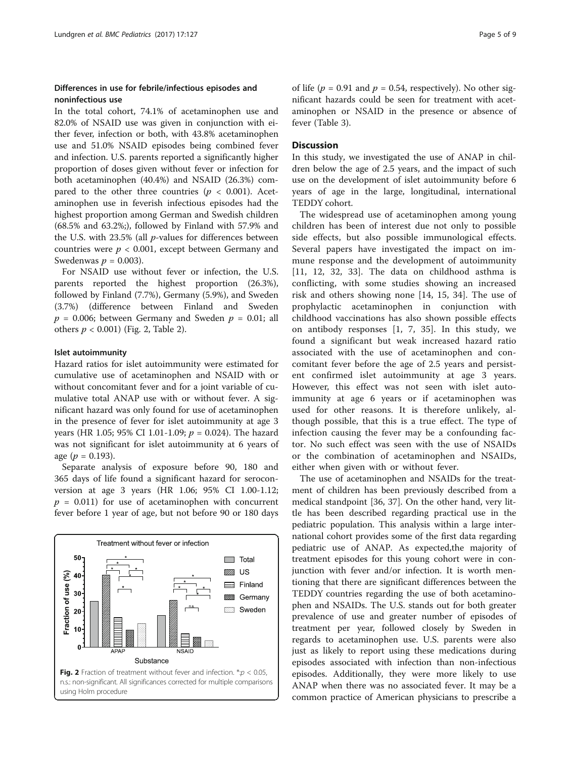### Differences in use for febrile/infectious episodes and noninfectious use

In the total cohort, 74.1% of acetaminophen use and 82.0% of NSAID use was given in conjunction with either fever, infection or both, with 43.8% acetaminophen use and 51.0% NSAID episodes being combined fever and infection. U.S. parents reported a significantly higher proportion of doses given without fever or infection for both acetaminophen (40.4%) and NSAID (26.3%) compared to the other three countries ($p < 0.001$). Acetaminophen use in feverish infectious episodes had the highest proportion among German and Swedish children (68.5% and 63.2%;), followed by Finland with 57.9% and the U.S. with 23.5% (all $p$-values for differences between countries were $p < 0.001$, except between Germany and Swedenwas $p = 0.003$).

For NSAID use without fever or infection, the U.S. parents reported the highest proportion (26.3%), followed by Finland (7.7%), Germany (5.9%), and Sweden (3.7%) (difference between Finland and Sweden $p = 0.006$; between Germany and Sweden $p = 0.01$; all others $p < 0.001$) (Fig. 2, Table 2).

### Islet autoimmunity

Hazard ratios for islet autoimmunity were estimated for cumulative use of acetaminophen and NSAID with or without concomitant fever and for a joint variable of cumulative total ANAP use with or without fever. A significant hazard was only found for use of acetaminophen in the presence of fever for islet autoimmunity at age 3 years (HR 1.05; 95% CI 1.01-1.09; $p = 0.024$). The hazard was not significant for islet autoimmunity at 6 years of age ($p = 0.193$).

Separate analysis of exposure before 90, 180 and 365 days of life found a significant hazard for seroconversion at age 3 years (HR 1.06; 95% CI 1.00-1.12; $p = 0.011$) for use of acetaminophen with concurrent fever before 1 year of age, but not before 90 or 180 days of life ($p = 0.91$ and $p = 0.54$, respectively). No other significant hazards could be seen for treatment with acetaminophen or NSAID in the presence or absence of fever (Table 3).

**Fig. 2** Fraction of treatment without fever and infection. *:$p < 0.05$, n.s.: non-significant. All significances corrected for multiple comparisons using Holm procedure

## Discussion

In this study, we investigated the use of ANAP in children below the age of 2.5 years, and the impact of such use on the development of islet autoimmunity before 6 years of age in the large, longitudinal, international TEDDY cohort.

The widespread use of acetaminophen among young children has been of interest due not only to possible side effects, but also possible immunological effects. Several papers have investigated the impact on immune response and the development of autoimmunity [11, 12, 32, 33]. The data on childhood asthma is conflicting, with some studies showing an increased risk and others showing none [14, 15, 34]. The use of prophylactic acetaminophen in conjunction with childhood vaccinations has also shown possible effects on antibody responses [1, 7, 35]. In this study, we found a significant but weak increased hazard ratio associated with the use of acetaminophen and concomitant fever before the age of 2.5 years and persistent confirmed islet autoimmunity at age 3 years. However, this effect was not seen with islet autoimmunity at age 6 years or if acetaminophen was used for other reasons. It is therefore unlikely, although possible, that this is a true effect. The type of infection causing the fever may be a confounding factor. No such effect was seen with the use of NSAIDs or the combination of acetaminophen and NSAIDs, either when given with or without fever.

The use of acetaminophen and NSAIDs for the treatment of children has been previously described from a medical standpoint [36, 37]. On the other hand, very little has been described regarding practical use in the pediatric population. This analysis within a large international cohort provides some of the first data regarding pediatric use of ANAP. As expected,the majority of treatment episodes for this young cohort were in conjunction with fever and/or infection. It is worth mentioning that there are significant differences between the TEDDY countries regarding the use of both acetaminophen and NSAIDs. The U.S. stands out for both greater prevalence of use and greater number of episodes of treatment per year, followed closely by Sweden in regards to acetaminophen use. U.S. parents were also just as likely to report using these medications during episodes associated with infection than non-infectious episodes. Additionally, they were more likely to use ANAP when there was no associated fever. It may be a common practice of American physicians to prescribe a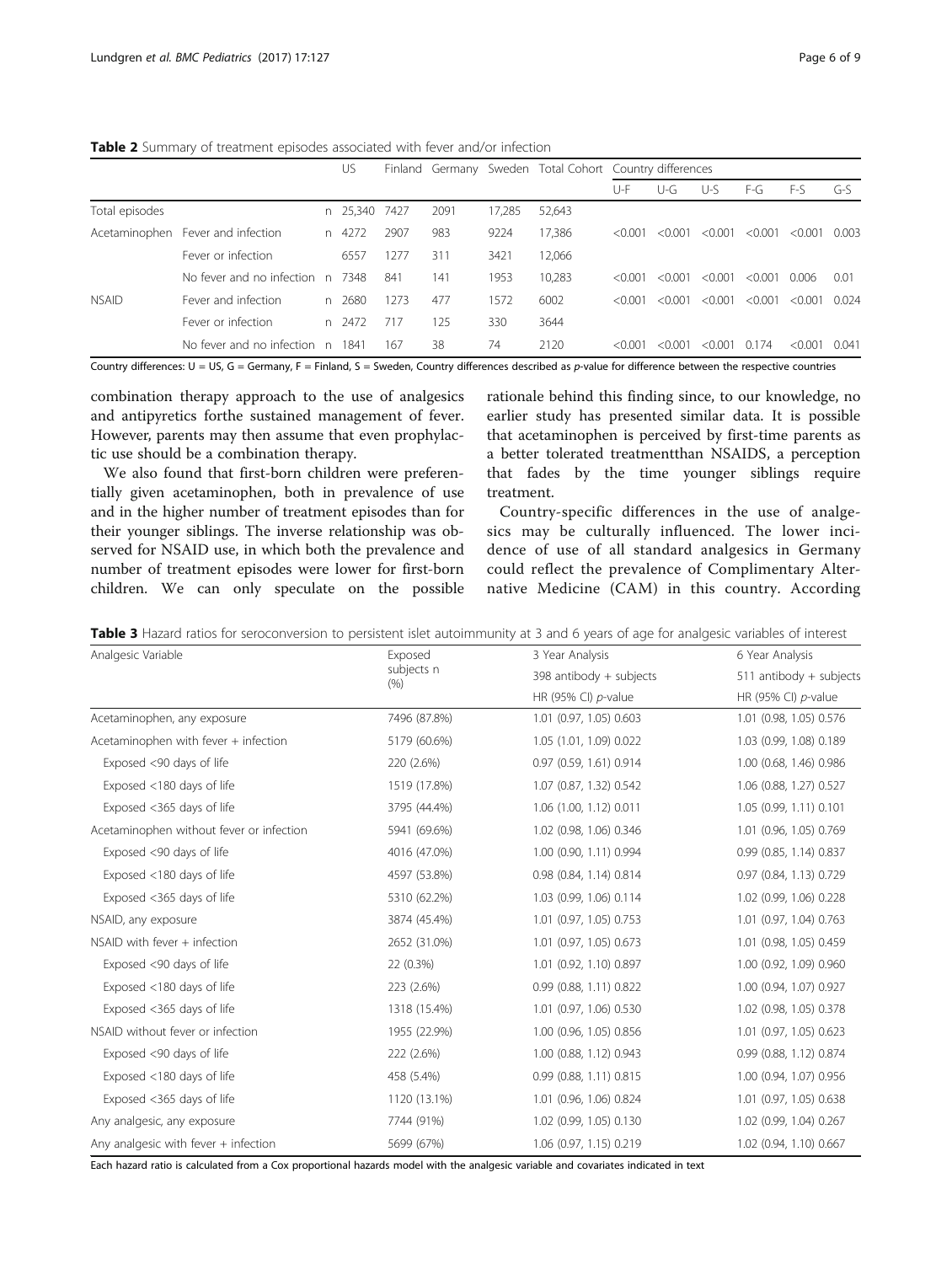**Table 2** Summary of treatment episodes associated with fever and/or infection

| | | | US | Finland | Germany | Sweden | Total Cohort | Country differences | | | | | |
|---|---|---|---|---|---|---|---|---|---|---|---|---|---|
| | | | | | | | | U-F | U-G | U-S | F-G | F-S | G-S |
| Total episodes | | n | 25,340 | 7427 | 2091 | 17,285 | 52,643 | | | | | | |
| Acetaminophen | Fever and infection | n | 4272 | 2907 | 983 | 9224 | 17,386 | <0.001 | <0.001 | <0.001 | <0.001 | <0.001 | 0.003 |
| | Fever or infection | | 6557 | 1277 | 311 | 3421 | 12,066 | | | | | | |
| | No fever and no infection | n | 7348 | 841 | 141 | 1953 | 10,283 | <0.001 | <0.001 | <0.001 | <0.001 | 0.006 | 0.01 |
| NSAID | Fever and infection | n | 2680 | 1273 | 477 | 1572 | 6002 | <0.001 | <0.001 | <0.001 | <0.001 | <0.001 | 0.024 |
| | Fever or infection | n | 2472 | 717 | 125 | 330 | 3644 | | | | | | |
| | No fever and no infection | n | 1841 | 167 | 38 | 74 | 2120 | <0.001 | <0.001 | <0.001 | 0.174 | <0.001 | 0.041 |

Country differences: U = US, G = Germany, F = Finland, S = Sweden, Country differences described as *p*-value for difference between the respective countries

combination therapy approach to the use of analgesics and antipyretics forthe sustained management of fever. However, parents may then assume that even prophylactic use should be a combination therapy.

We also found that first-born children were preferentially given acetaminophen, both in prevalence of use and in the higher number of treatment episodes than for their younger siblings. The inverse relationship was observed for NSAID use, in which both the prevalence and number of treatment episodes were lower for first-born children. We can only speculate on the possible rationale behind this finding since, to our knowledge, no earlier study has presented similar data. It is possible that acetaminophen is perceived by first-time parents as a better tolerated treatmentthan NSAIDS, a perception that fades by the time younger siblings require treatment.

Country-specific differences in the use of analgesics may be culturally influenced. The lower incidence of use of all standard analgesics in Germany could reflect the prevalence of Complimentary Alternative Medicine (CAM) in this country. According

**Table 3** Hazard ratios for seroconversion to persistent islet autoimmunity at 3 and 6 years of age for analgesic variables of interest

| Analgesic Variable | Exposed subjects n (%) | 3 Year Analysis | 6 Year Analysis |
|---|---|---|---|
| | | 398 antibody + subjects | 511 antibody + subjects |
| | | HR (95% CI) *p*-value | HR (95% CI) *p*-value |
| Acetaminophen, any exposure | 7496 (87.8%) | 1.01 (0.97, 1.05) 0.603 | 1.01 (0.98, 1.05) 0.576 |
| Acetaminophen with fever + infection | 5179 (60.6%) | 1.05 (1.01, 1.09) 0.022 | 1.03 (0.99, 1.08) 0.189 |
| Exposed <90 days of life | 220 (2.6%) | 0.97 (0.59, 1.61) 0.914 | 1.00 (0.68, 1.46) 0.986 |
| Exposed <180 days of life | 1519 (17.8%) | 1.07 (0.87, 1.32) 0.542 | 1.06 (0.88, 1.27) 0.527 |
| Exposed <365 days of life | 3795 (44.4%) | 1.06 (1.00, 1.12) 0.011 | 1.05 (0.99, 1.11) 0.101 |
| Acetaminophen without fever or infection | 5941 (69.6%) | 1.02 (0.98, 1.06) 0.346 | 1.01 (0.96, 1.05) 0.769 |
| Exposed <90 days of life | 4016 (47.0%) | 1.00 (0.90, 1.11) 0.994 | 0.99 (0.85, 1.14) 0.837 |
| Exposed <180 days of life | 4597 (53.8%) | 0.98 (0.84, 1.14) 0.814 | 0.97 (0.84, 1.13) 0.729 |
| Exposed <365 days of life | 5310 (62.2%) | 1.03 (0.99, 1.06) 0.114 | 1.02 (0.99, 1.06) 0.228 |
| NSAID, any exposure | 3874 (45.4%) | 1.01 (0.97, 1.05) 0.753 | 1.01 (0.97, 1.04) 0.763 |
| NSAID with fever + infection | 2652 (31.0%) | 1.01 (0.97, 1.05) 0.673 | 1.01 (0.98, 1.05) 0.459 |
| Exposed <90 days of life | 22 (0.3%) | 1.01 (0.92, 1.10) 0.897 | 1.00 (0.92, 1.09) 0.960 |
| Exposed <180 days of life | 223 (2.6%) | 0.99 (0.88, 1.11) 0.822 | 1.00 (0.94, 1.07) 0.927 |
| Exposed <365 days of life | 1318 (15.4%) | 1.01 (0.97, 1.06) 0.530 | 1.02 (0.98, 1.05) 0.378 |
| NSAID without fever or infection | 1955 (22.9%) | 1.00 (0.96, 1.05) 0.856 | 1.01 (0.97, 1.05) 0.623 |
| Exposed <90 days of life | 222 (2.6%) | 1.00 (0.88, 1.12) 0.943 | 0.99 (0.88, 1.12) 0.874 |
| Exposed <180 days of life | 458 (5.4%) | 0.99 (0.88, 1.11) 0.815 | 1.00 (0.94, 1.07) 0.956 |
| Exposed <365 days of life | 1120 (13.1%) | 1.01 (0.96, 1.06) 0.824 | 1.01 (0.97, 1.05) 0.638 |
| Any analgesic, any exposure | 7744 (91%) | 1.02 (0.99, 1.05) 0.130 | 1.02 (0.99, 1.04) 0.267 |
| Any analgesic with fever + infection | 5699 (67%) | 1.06 (0.97, 1.15) 0.219 | 1.02 (0.94, 1.10) 0.667 |

Each hazard ratio is calculated from a Cox proportional hazards model with the analgesic variable and covariates indicated in text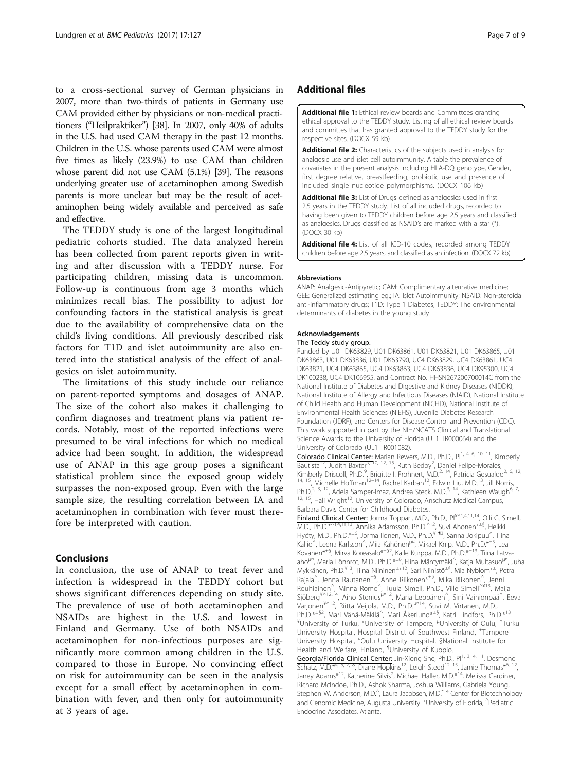to a cross-sectional survey of German physicians in 2007, more than two-thirds of patients in Germany use CAM provided either by physicians or non-medical practitioners ("Heilpraktiker") [38]. In 2007, only 40% of adults in the U.S. had used CAM therapy in the past 12 months. Children in the U.S. whose parents used CAM were almost five times as likely (23.9%) to use CAM than children whose parent did not use CAM (5.1%) [39]. The reasons underlying greater use of acetaminophen among Swedish parents is more unclear but may be the result of acetaminophen being widely available and perceived as safe and effective.

The TEDDY study is one of the largest longitudinal pediatric cohorts studied. The data analyzed herein has been collected from parent reports given in writing and after discussion with a TEDDY nurse. For participating children, missing data is uncommon. Follow-up is continuous from age 3 months which minimizes recall bias. The possibility to adjust for confounding factors in the statistical analysis is great due to the availability of comprehensive data on the child's living conditions. All previously described risk factors for T1D and islet autoimmunity are also entered into the statistical analysis of the effect of analgesics on islet autoimmunity.

The limitations of this study include our reliance on parent-reported symptoms and dosages of ANAP. The size of the cohort also makes it challenging to confirm diagnoses and treatment plans via patient records. Notably, most of the reported infections were presumed to be viral infections for which no medical advice had been sought. In addition, the widespread use of ANAP in this age group poses a significant statistical problem since the exposed group widely surpasses the non-exposed group. Even with the large sample size, the resulting correlation between IA and acetaminophen in combination with fever must therefore be interpreted with caution.

## Conclusions

In conclusion, the use of ANAP to treat fever and infection is widespread in the TEDDY cohort but shows significant differences depending on study site. The prevalence of use of both acetaminophen and NSAIDs are highest in the U.S. and lowest in Finland and Germany. Use of both NSAIDs and acetaminophen for non-infectious purposes are significantly more common among children in the U.S. compared to those in Europe. No convincing effect on risk for autoimmunity can be seen in the analysis except for a small effect by acetaminophen in combination with fever, and then only for autoimmunity at 3 years of age.

## Additional files

**Additional file 1:** Ethical review boards and Committees granting ethical approval to the TEDDY study. Listing of all ethical review boards and committes that has granted approval to the TEDDY study for the respective sites. (DOCX 59 kb)

**Additional file 2:** Characteristics of the subjects used in analysis for analgesic use and islet cell autoimmunity. A table the prevalence of covariates in the present analysis including HLA-DQ genotype, Gender, first degree relative, breastfeeding, probiotic use and presence of included single nucleotide polymorphisms. (DOCX 106 kb)

**Additional file 3:** List of Drugs defined as analgesics used in first 2.5 years in the TEDDY study. List of all included drugs, recorded to having been given to TEDDY children before age 2.5 years and classified as analgesics. Drugs classified as NSAID's are marked with a star (*). (DOCX 30 kb)

**Additional file 4:** List of all ICD-10 codes, recorded among TEDDY children before age 2.5 years, and classified as an infection. (DOCX 72 kb)

### Abbreviations

ANAP: Analgesic-Antipyretic; CAM: Complimentary alternative medicine; GEE: Generalized estimating eq.; IA: Islet Autoimmunity; NSAID: Non-steroidal anti-inflammatory drugs; T1D: Type 1 Diabetes; TEDDY: The environmental determinants of diabetes in the young study

### Acknowledgements

The Teddy study group.

Funded by U01 DK63829, U01 DK63861, U01 DK63821, U01 DK63865, U01 DK63863, U01 DK63836, U01 DK63790, UC4 DK63829, UC4 DK63861, UC4 DK63821, UC4 DK63865, UC4 DK63863, UC4 DK63836, UC4 DK95300, UC4 DK100238, UC4 DK106955, and Contract No. HHSN267200700014C from the National Institute of Diabetes and Digestive and Kidney Diseases (NIDDK), National Institute of Allergy and Infectious Diseases (NIAID), National Institute of Child Health and Human Development (NICHD), National Institute of Environmental Health Sciences (NIEHS), Juvenile Diabetes Research Foundation (JDRF), and Centers for Disease Control and Prevention (CDC). This work supported in part by the NIH/NCATS Clinical and Translational Science Awards to the University of Florida (UL1 TR000064) and the University of Colorado (UL1 TR001082).

Colorado Clinical Center: Marian Rewers, M.D., Ph.D., PI[1, 4–6, 10, 11], Kimberly Bautista[12], Judith Baxter[9, 10, 12, 15], Ruth Bedoy[2], Daniel Felipe-Morales, Kimberly Driscoll, Ph.D.[9], Brigitte I. Frohnert, M.D.[2, 14], Patricia Gesualdo[2, 6, 12, 14, 15], Michelle Hoffman[12–14], Rachel Karban[12], Edwin Liu, M.D.[13], Jill Norris, Ph.D.[2, 3, 12], Adela Samper-Imaz, Andrea Steck, M.D.[3, 14], Kathleen Waugh[6, 7, 12, 15], Hali Wright[12]. University of Colorado, Anschutz Medical Campus, Barbara Davis Center for Childhood Diabetes.

Finland Clinical Center: Jorma Toppari, M.D., Ph.D., PI[¥^1,4,11,14], Olli G. Simell, M.D., Ph.D.[¥^1,4,11,13], Annika Adamsson, Ph.D.[^12], Suvi Ahonen[*±§], Heikki Hyöty, M.D., Ph.D.[*±6], Jorma Ilonen, M.D., Ph.D.[¥ ¶3], Sanna Jokipuu[^], Tiina Kallio[^], Leena Karlsson[^], Miia Kähönen[µ¤], Mikael Knip, M.D., Ph.D.[*±5], Lea Kovanen[*±§], Mirva Koreasalo[*±§2], Kalle Kurppa, M.D., Ph.D.[*±13], Tiina Latva-aho[µ¤], Maria Lönnrot, M.D., Ph.D.[*±6], Elina Mäntymäki[^], Katja Multasuo[µ¤], Juha Mykkänen, Ph.D.[¥ 3], Tiina Niininen[±*12], Sari Niinistö[±§], Mia Nyblom[*±], Petra Rajala[^], Jenna Rautanen[±§], Anne Riikonen[*±§], Mika Riikonen[^], Jenni Rouhiainen[^], Minna Romo[^], Tuula Simell, Ph.D., Ville Simell[^¥13], Maija Sjöberg[¥^12,14], Aino Stenius[µ¤12], Maria Leppänen[^], Sini Vainionpää[^], Eeva Varjonen[¥^12], Riitta Veijola, M.D., Ph.D.[µ¤14], Suvi M. Virtanen, M.D., Ph.D.[*±§2], Mari Vähä-Mäkilä[^], Mari Åkerlund[*±§], Katri Lindfors, Ph.D.[*13] [¥]University of Turku, [*]University of Tampere, [µ]University of Oulu, [^]Turku University Hospital, Hospital District of Southwest Finland, [±]Tampere University Hospital, [¤]Oulu University Hospital, [§]National Institute for Health and Welfare, Finland, [¶]University of Kuopio.

Georgia/Florida Clinical Center: Jin-Xiong She, Ph.D., PI[1, 3, 4, 11], Desmond Schatz, M.D.[*4, 5, 7, 8], Diane Hopkins[12], Leigh Steed[12–15], Jamie Thomas[*6, 12], Janey Adams[*12], Katherine Silvis[2], Michael Haller, M.D.[*14], Melissa Gardiner, Richard McIndoe, Ph.D., Ashok Sharma, Joshua Williams, Gabriela Young, Stephen W. Anderson, M.D.[^], Laura Jacobsen, M.D.[*14] Center for Biotechnology and Genomic Medicine, Augusta University. [*]University of Florida, [^]Pediatric Endocrine Associates, Atlanta.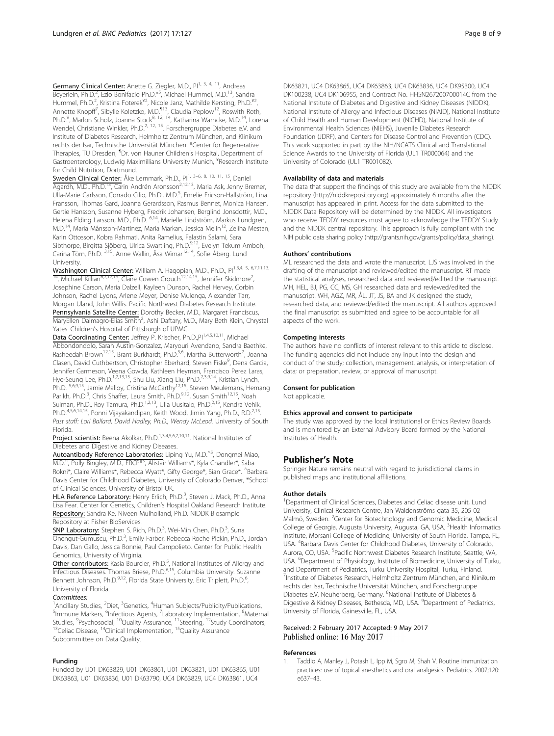**Germany Clinical Center:** Anette G. Ziegler, M.D., PI[1, 3, 4, 11], Andreas Beyerlein, Ph.D.[2], Ezio Bonifacio Ph.D.*[5], Michael Hummel, M.D.[13], Sandra Hummel, Ph.D.[2], Kristina Foterek¥[2], Nicole Janz, Mathilde Kersting, Ph.D.¥[2], Annette Knopff[7], Sibylle Koletzko, M.D.¶[13], Claudia Peplow[12], Roswith Roth, Ph.D.[9], Marlon Scholz, Joanna Stock[9, 12, 14], Katharina Warncke, M.D.[14], Lorena Wendel, Christiane Winkler, Ph.D.[2, 12, 15]. Forschergruppe Diabetes e.V. and Institute of Diabetes Research, Helmholtz Zentrum München, and Klinikum rechts der Isar, Technische Universität München. *Center for Regenerative Therapies, TU Dresden, ¶Dr. von Hauner Children's Hospital, Department of Gastroenterology, Ludwig Maximillians University Munich, ¥Research Institute for Child Nutrition, Dortmund.

**Sweden Clinical Center:** Åke Lernmark, Ph.D., PI[1, 3–6, 8, 10, 11, 15], Daniel Agardh, M.D., Ph.D.[13], Carin Andrén Aronsson[2,12,13], Maria Ask, Jenny Bremer, Ulla-Marie Carlsson, Corrado Cilio, Ph.D., M.D.[5], Emelie Ericson-Hallström, Lina Fransson, Thomas Gard, Joanna Gerardsson, Rasmus Bennet, Monica Hansen, Gertie Hansson, Susanne Hyberg, Fredrik Johansen, Berglind Jonsdottir, M.D., Helena Elding Larsson, M.D., Ph.D. [6,14], Marielle Lindström, Markus Lundgren, M.D.[14], Maria Månsson-Martinez, Maria Markan, Jessica Melin[12], Zeliha Mestan, Karin Ottosson, Kobra Rahmati, Anita Ramelius, Falastin Salami, Sara Sibthorpe, Birgitta Sjöberg, Ulrica Swartling, Ph.D.[9,12], Evelyn Tekum Amboh, Carina Törn, Ph.D. [3,15], Anne Wallin, Åsa Wimar[12,14], Sofie Åberg. Lund University.

**Washington Clinical Center:** William A. Hagopian, M.D., Ph.D., PI[1,3,4, 5, 6,7,11,13, 14], Michael Killian[6,7,12,13], Claire Cowen Crouch[12,14,15], Jennifer Skidmore[2], Josephine Carson, Maria Dalzell, Kayleen Dunson, Rachel Hervey, Corbin Johnson, Rachel Lyons, Arlene Meyer, Denise Mulenga, Alexander Tarr, Morgan Uland, John Willis. Pacific Northwest Diabetes Research Institute.

**Pennsylvania Satellite Center:** Dorothy Becker, M.D., Margaret Franciscus, MaryEllen Dalmagro-Elias Smith[2], Ashi Daftary, M.D., Mary Beth Klein, Chrystal Yates. Children's Hospital of Pittsburgh of UPMC.

**Data Coordinating Center:** Jeffrey P. Krischer, Ph.D.,PI[1,4,5,10,11], Michael Abbondondolo, Sarah Austin-Gonzalez, Maryouri Avendano, Sandra Baethke, Rasheedah Brown[12,15], Brant Burkhardt, Ph.D.[5,6], Martha Butterworth[2], Joanna Clasen, David Cuthbertson, Christopher Eberhard, Steven Fiske[9], Dena Garcia, Jennifer Garmeson, Veena Gowda, Kathleen Heyman, Francisco Perez Laras, Hye-Seung Lee, Ph.D.[1,2,13,15], Shu Liu, Xiang Liu, Ph.D.[2,3,9,14], Kristian Lynch, Ph.D. [5,6,9,15], Jamie Malloy, Cristina McCarthy[12,15], Steven Meulemans, Hemang Parikh, Ph.D.[3], Chris Shaffer, Laura Smith, Ph.D.[9,12], Susan Smith[12,15], Noah Sulman, Ph.D., Roy Tamura, Ph.D.[1,2,13], Ulla Uusitalo, Ph.D.[2,15], Kendra Vehik, Ph.D.[4,5,6,14,15], Ponni Vijayakandipan, Keith Wood, Jimin Yang, Ph.D., R.D.[2,15]. *Past staff: Lori Ballard, David Hadley, Ph.D., Wendy McLeod.* University of South Florida.

**Project scientist:** Beena Akolkar, Ph.D.[1,3,4,5,6,7,10,11]. National Institutes of Diabetes and Digestive and Kidney Diseases.

**Autoantibody Reference Laboratories:** Liping Yu, M.D.^[5], Dongmei Miao, M.D.^, Polly Bingley, M.D., FRCP*[5], Alistair Williams*, Kyla Chandler*, Saba Rokni*, Claire Williams*, Rebecca Wyatt*, Gifty George*, Sian Grace*. ^Barbara Davis Center for Childhood Diabetes, University of Colorado Denver, *School of Clinical Sciences, University of Bristol UK.

**HLA Reference Laboratory:** Henry Erlich, Ph.D.[3], Steven J. Mack, Ph.D., Anna Lisa Fear. Center for Genetics, Children's Hospital Oakland Research Institute.

**Repository:** Sandra Ke, Niveen Mulholland, Ph.D. NIDDK Biosample Repository at Fisher BioServices.

**SNP Laboratory:** Stephen S. Rich, Ph.D.[3], Wei-Min Chen, Ph.D.[3], Suna Onengut-Gumuscu, Ph.D.[3], Emily Farber, Rebecca Roche Pickin, Ph.D., Jordan Davis, Dan Gallo, Jessica Bonnie, Paul Campolieto. Center for Public Health Genomics, University of Virginia.

**Other contributors:** Kasia Bourcier, Ph.D.[5], National Institutes of Allergy and Infectious Diseases. Thomas Briese, Ph.D.[6,15], Columbia University. Suzanne Bennett Johnson, Ph.D.[9,12], Florida State University. Eric Triplett, Ph.D.[6], University of Florida.

*Committees:*

[1]Ancillary Studies, [2]Diet, [3]Genetics, [4]Human Subjects/Publicity/Publications, [5]Immune Markers, [6]Infectious Agents, [7]Laboratory Implementation, [8]Maternal Studies, [9]Psychosocial, [10]Quality Assurance, [11]Steering, [12]Study Coordinators, [13]Celiac Disease, [14]Clinical Implementation, [15]Quality Assurance Subcommittee on Data Quality.

#### Funding

Funded by U01 DK63829, U01 DK63861, U01 DK63821, U01 DK63865, U01 DK63863, U01 DK63836, U01 DK63790, UC4 DK63829, UC4 DK63861, UC4 DK63821, UC4 DK63865, UC4 DK63863, UC4 DK63836, UC4 DK95300, UC4 DK100238, UC4 DK106955, and Contract No. HHSN267200700014C from the National Institute of Diabetes and Digestive and Kidney Diseases (NIDDK), National Institute of Allergy and Infectious Diseases (NIAID), National Institute of Child Health and Human Development (NICHD), National Institute of Environmental Health Sciences (NIEHS), Juvenile Diabetes Research Foundation (JDRF), and Centers for Disease Control and Prevention (CDC). This work supported in part by the NIH/NCATS Clinical and Translational Science Awards to the University of Florida (UL1 TR000064) and the University of Colorado (UL1 TR001082).

#### Availability of data and materials

The data that support the findings of this study are available from the NIDDK repository (http://niddkrepository.org) approximately 6 months after the manuscript has appeared in print. Access for the data submitted to the NIDDK Data Repository will be determined by the NIDDK. All investigators who receive TEDDY resources must agree to acknowledge the TEDDY Study and the NIDDK central repository. This approach is fully compliant with the NIH public data sharing policy (http://grants.nih.gov/grants/policy/data_sharing).

#### Authors' contributions

ML researched the data and wrote the manuscript. LJS was involved in the drafting of the manuscript and reviewed/edited the manuscript. RT made the statistical analyses, researched data and reviewed/edited the manuscript. MH, HEL, BJ, PG, CC, MS, GH researched data and reviewed/edited the manuscript. WH, AGZ, MR, ÅL, JT, JS, BA and JK designed the study, researched data, and reviewed/edited the manuscript. All authors approved the final manuscript as submitted and agree to be accountable for all aspects of the work.

#### Competing interests

The authors have no conflicts of interest relevant to this article to disclose. The funding agencies did not include any input into the design and conduct of the study; collection, management, analysis, or interpretation of data; or preparation, review, or approval of manuscript.

#### Consent for publication

Not applicable.

#### Ethics approval and consent to participate

The study was approved by the local Institutional or Ethics Review Boards and is monitored by an External Advisory Board formed by the National Institutes of Health.

## Publisher's Note

Springer Nature remains neutral with regard to jurisdictional claims in published maps and institutional affiliations.

#### Author details

[1]Department of Clinical Sciences, Diabetes and Celiac disease unit, Lund University, Clinical Research Centre, Jan Waldenströms gata 35, 205 02 Malmö, Sweden. [2]Center for Biotechnology and Genomic Medicine, Medical College of Georgia, Augusta University, Augusta, GA, USA. [3]Health Informatics Institute, Morsani College of Medicine, University of South Florida, Tampa, FL, USA. [4]Barbara Davis Center for Childhood Diabetes, University of Colorado, Aurora, CO, USA. [5]Pacific Northwest Diabetes Research Institute, Seattle, WA, USA. [6]Department of Physiology, Institute of Biomedicine, University of Turku, and Department of Pediatrics, Turku University Hospital, Turku, Finland. [7]Institute of Diabetes Research, Helmholtz Zentrum München, and Klinikum rechts der Isar, Technische Universität München, and Forschergruppe Diabetes e.V, Neuherberg, Germany. [8]National Institute of Diabetes & Digestive & Kidney Diseases, Bethesda, MD, USA. [9]Department of Pediatrics, University of Florida, Gainesville, FL, USA.

Received: 2 February 2017 Accepted: 9 May 2017
Published online: 16 May 2017

#### References

1. Taddio A, Manley J, Potash L, Ipp M, Sgro M, Shah V. Routine immunization practices: use of topical anesthetics and oral analgesics. Pediatrics. 2007;120: e637–43.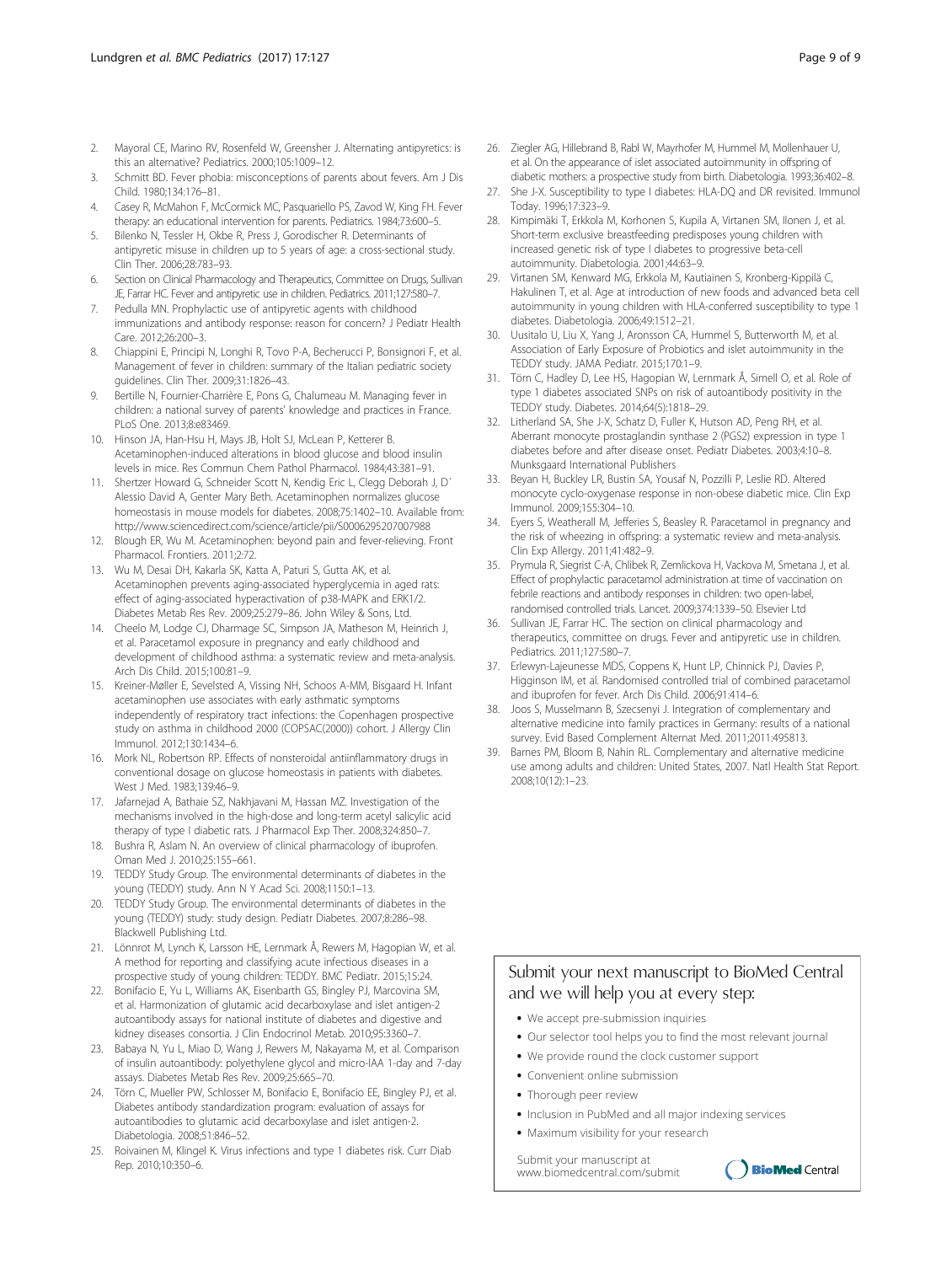2. Mayoral CE, Marino RV, Rosenfeld W, Greensher J. Alternating antipyretics: is this an alternative? Pediatrics. 2000;105:1009–12.
3. Schmitt BD. Fever phobia: misconceptions of parents about fevers. Am J Dis Child. 1980;134:176–81.
4. Casey R, McMahon F, McCormick MC, Pasquariello PS, Zavod W, King FH. Fever therapy: an educational intervention for parents. Pediatrics. 1984;73:600–5.
5. Bilenko N, Tessler H, Okbe R, Press J, Gorodischer R. Determinants of antipyretic misuse in children up to 5 years of age: a cross-sectional study. Clin Ther. 2006;28:783–93.
6. Section on Clinical Pharmacology and Therapeutics, Committee on Drugs, Sullivan JE, Farrar HC. Fever and antipyretic use in children. Pediatrics. 2011;127:580–7.
7. Pedulla MN. Prophylactic use of antipyretic agents with childhood immunizations and antibody response: reason for concern? J Pediatr Health Care. 2012;26:200–3.
8. Chiappini E, Principi N, Longhi R, Tovo P-A, Becherucci P, Bonsignori F, et al. Management of fever in children: summary of the Italian pediatric society guidelines. Clin Ther. 2009;31:1826–43.
9. Bertille N, Fournier-Charrière E, Pons G, Chalumeau M. Managing fever in children: a national survey of parents' knowledge and practices in France. PLoS One. 2013;8:e83469.
10. Hinson JA, Han-Hsu H, Mays JB, Holt SJ, McLean P, Ketterer B. Acetaminophen-induced alterations in blood glucose and blood insulin levels in mice. Res Commun Chem Pathol Pharmacol. 1984;43:381–91.
11. Shertzer Howard G, Schneider Scott N, Kendig Eric L, Clegg Deborah J, D´ Alessio David A, Genter Mary Beth. Acetaminophen normalizes glucose homeostasis in mouse models for diabetes. 2008;75:1402–10. Available from: http://www.sciencedirect.com/science/article/pii/S0006295207007988
12. Blough ER, Wu M. Acetaminophen: beyond pain and fever-relieving. Front Pharmacol. Frontiers. 2011;2:72.
13. Wu M, Desai DH, Kakarla SK, Katta A, Paturi S, Gutta AK, et al. Acetaminophen prevents aging-associated hyperglycemia in aged rats: effect of aging-associated hyperactivation of p38-MAPK and ERK1/2. Diabetes Metab Res Rev. 2009;25:279–86. John Wiley & Sons, Ltd.
14. Cheelo M, Lodge CJ, Dharmage SC, Simpson JA, Matheson M, Heinrich J, et al. Paracetamol exposure in pregnancy and early childhood and development of childhood asthma: a systematic review and meta-analysis. Arch Dis Child. 2015;100:81–9.
15. Kreiner-Møller E, Sevelsted A, Vissing NH, Schoos A-MM, Bisgaard H. Infant acetaminophen use associates with early asthmatic symptoms independently of respiratory tract infections: the Copenhagen prospective study on asthma in childhood 2000 (COPSAC(2000)) cohort. J Allergy Clin Immunol. 2012;130:1434–6.
16. Mork NL, Robertson RP. Effects of nonsteroidal antiinflammatory drugs in conventional dosage on glucose homeostasis in patients with diabetes. West J Med. 1983;139:46–9.
17. Jafarnejad A, Bathaie SZ, Nakhjavani M, Hassan MZ. Investigation of the mechanisms involved in the high-dose and long-term acetyl salicylic acid therapy of type I diabetic rats. J Pharmacol Exp Ther. 2008;324:850–7.
18. Bushra R, Aslam N. An overview of clinical pharmacology of ibuprofen. Oman Med J. 2010;25:155–661.
19. TEDDY Study Group. The environmental determinants of diabetes in the young (TEDDY) study. Ann N Y Acad Sci. 2008;1150:1–13.
20. TEDDY Study Group. The environmental determinants of diabetes in the young (TEDDY) study: study design. Pediatr Diabetes. 2007;8:286–98. Blackwell Publishing Ltd.
21. Lönnrot M, Lynch K, Larsson HE, Lernmark Å, Rewers M, Hagopian W, et al. A method for reporting and classifying acute infectious diseases in a prospective study of young children: TEDDY. BMC Pediatr. 2015;15:24.
22. Bonifacio E, Yu L, Williams AK, Eisenbarth GS, Bingley PJ, Marcovina SM, et al. Harmonization of glutamic acid decarboxylase and islet antigen-2 autoantibody assays for national institute of diabetes and digestive and kidney diseases consortia. J Clin Endocrinol Metab. 2010;95:3360–7.
23. Babaya N, Yu L, Miao D, Wang J, Rewers M, Nakayama M, et al. Comparison of insulin autoantibody: polyethylene glycol and micro-IAA 1-day and 7-day assays. Diabetes Metab Res Rev. 2009;25:665–70.
24. Törn C, Mueller PW, Schlosser M, Bonifacio E, Bonifacio EE, Bingley PJ, et al. Diabetes antibody standardization program: evaluation of assays for autoantibodies to glutamic acid decarboxylase and islet antigen-2. Diabetologia. 2008;51:846–52.
25. Roivainen M, Klingel K. Virus infections and type 1 diabetes risk. Curr Diab Rep. 2010;10:350–6.
26. Ziegler AG, Hillebrand B, Rabl W, Mayrhofer M, Hummel M, Mollenhauer U, et al. On the appearance of islet associated autoimmunity in offspring of diabetic mothers: a prospective study from birth. Diabetologia. 1993;36:402–8.
27. She J-X. Susceptibility to type I diabetes: HLA-DQ and DR revisited. Immunol Today. 1996;17:323–9.
28. Kimpimäki T, Erkkola M, Korhonen S, Kupila A, Virtanen SM, Ilonen J, et al. Short-term exclusive breastfeeding predisposes young children with increased genetic risk of type I diabetes to progressive beta-cell autoimmunity. Diabetologia. 2001;44:63–9.
29. Virtanen SM, Kenward MG, Erkkola M, Kautiainen S, Kronberg-Kippilä C, Hakulinen T, et al. Age at introduction of new foods and advanced beta cell autoimmunity in young children with HLA-conferred susceptibility to type 1 diabetes. Diabetologia. 2006;49:1512–21.
30. Uusitalo U, Liu X, Yang J, Aronsson CA, Hummel S, Butterworth M, et al. Association of Early Exposure of Probiotics and islet autoimmunity in the TEDDY study. JAMA Pediatr. 2015;170:1–9.
31. Törn C, Hadley D, Lee HS, Hagopian W, Lernmark Å, Simell O, et al. Role of type 1 diabetes associated SNPs on risk of autoantibody positivity in the TEDDY study. Diabetes. 2014;64(5):1818–29.
32. Litherland SA, She J-X, Schatz D, Fuller K, Hutson AD, Peng RH, et al. Aberrant monocyte prostaglandin synthase 2 (PGS2) expression in type 1 diabetes before and after disease onset. Pediatr Diabetes. 2003;4:10–8. Munksgaard International Publishers
33. Beyan H, Buckley LR, Bustin SA, Yousaf N, Pozzilli P, Leslie RD. Altered monocyte cyclo-oxygenase response in non-obese diabetic mice. Clin Exp Immunol. 2009;155:304–10.
34. Eyers S, Weatherall M, Jefferies S, Beasley R. Paracetamol in pregnancy and the risk of wheezing in offspring: a systematic review and meta-analysis. Clin Exp Allergy. 2011;41:482–9.
35. Prymula R, Siegrist C-A, Chlibek R, Zemlickova H, Vackova M, Smetana J, et al. Effect of prophylactic paracetamol administration at time of vaccination on febrile reactions and antibody responses in children: two open-label, randomised controlled trials. Lancet. 2009;374:1339–50. Elsevier Ltd
36. Sullivan JE, Farrar HC. The section on clinical pharmacology and therapeutics, committee on drugs. Fever and antipyretic use in children. Pediatrics. 2011;127:580–7.
37. Erlewyn-Lajeunesse MDS, Coppens K, Hunt LP, Chinnick PJ, Davies P, Higginson IM, et al. Randomised controlled trial of combined paracetamol and ibuprofen for fever. Arch Dis Child. 2006;91:414–6.
38. Joos S, Musselmann B, Szecsenyi J. Integration of complementary and alternative medicine into family practices in Germany: results of a national survey. Evid Based Complement Alternat Med. 2011;2011:495813.
39. Barnes PM, Bloom B, Nahin RL. Complementary and alternative medicine use among adults and children: United States, 2007. Natl Health Stat Report. 2008;10(12):1–23.